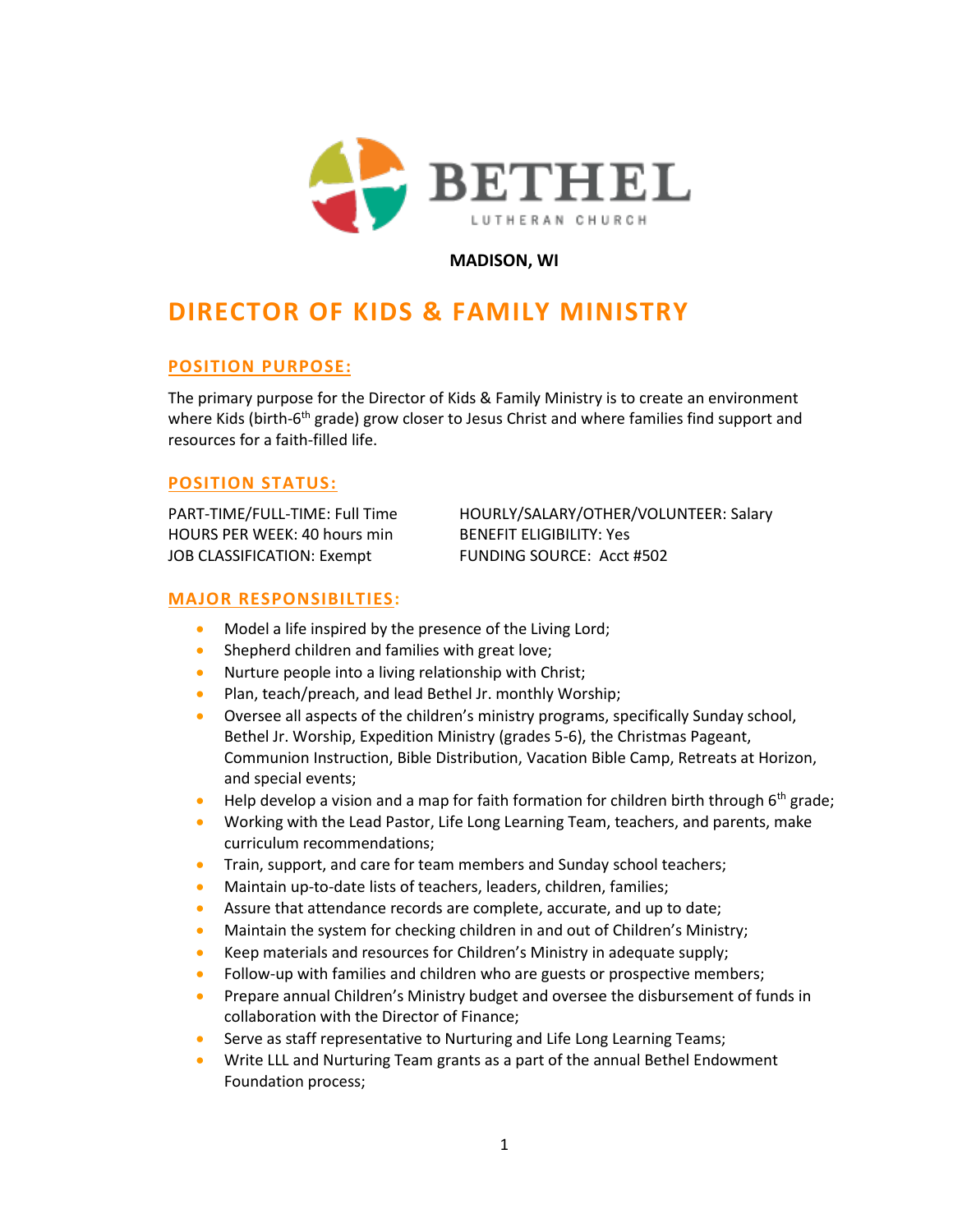BETHEL LUTHERAN CHURCH

**MADISON, WI**

# DIRECTOR OF KIDS & FAMILY MINISTRY

## POSITION PURPOSE:

The primary purpose for the Director of Kids & Family Ministry is to create an environment where Kids (birth-6th grade) grow closer to Jesus Christ and where families find support and resources for a faith-filled life.

## POSITION STATUS:

PART-TIME/FULL-TIME: Full Time
HOURS PER WEEK: 40 hours min
JOB CLASSIFICATION: Exempt
HOURLY/SALARY/OTHER/VOLUNTEER: Salary
BENEFIT ELIGIBILITY: Yes
FUNDING SOURCE: Acct #502

## MAJOR RESPONSIBILTIES:

- Model a life inspired by the presence of the Living Lord;
- Shepherd children and families with great love;
- Nurture people into a living relationship with Christ;
- Plan, teach/preach, and lead Bethel Jr. monthly Worship;
- Oversee all aspects of the children's ministry programs, specifically Sunday school, Bethel Jr. Worship, Expedition Ministry (grades 5-6), the Christmas Pageant, Communion Instruction, Bible Distribution, Vacation Bible Camp, Retreats at Horizon, and special events;
- Help develop a vision and a map for faith formation for children birth through 6th grade;
- Working with the Lead Pastor, Life Long Learning Team, teachers, and parents, make curriculum recommendations;
- Train, support, and care for team members and Sunday school teachers;
- Maintain up-to-date lists of teachers, leaders, children, families;
- Assure that attendance records are complete, accurate, and up to date;
- Maintain the system for checking children in and out of Children's Ministry;
- Keep materials and resources for Children's Ministry in adequate supply;
- Follow-up with families and children who are guests or prospective members;
- Prepare annual Children's Ministry budget and oversee the disbursement of funds in collaboration with the Director of Finance;
- Serve as staff representative to Nurturing and Life Long Learning Teams;
- Write LLL and Nurturing Team grants as a part of the annual Bethel Endowment Foundation process;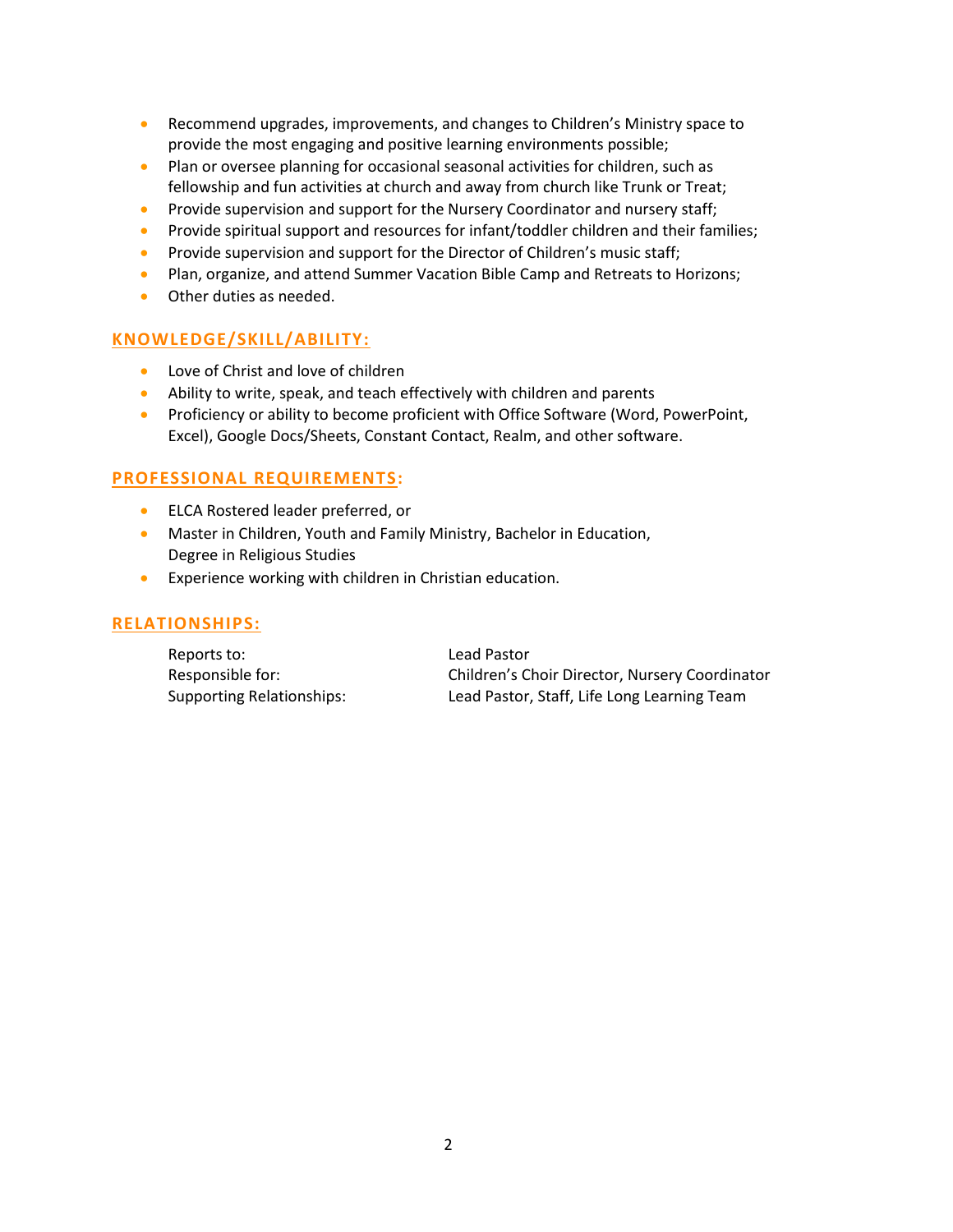- Recommend upgrades, improvements, and changes to Children's Ministry space to provide the most engaging and positive learning environments possible;
- Plan or oversee planning for occasional seasonal activities for children, such as fellowship and fun activities at church and away from church like Trunk or Treat;
- Provide supervision and support for the Nursery Coordinator and nursery staff;
- Provide spiritual support and resources for infant/toddler children and their families;
- Provide supervision and support for the Director of Children's music staff;
- Plan, organize, and attend Summer Vacation Bible Camp and Retreats to Horizons;
- Other duties as needed.

## KNOWLEDGE/SKILL/ABILITY:

- Love of Christ and love of children
- Ability to write, speak, and teach effectively with children and parents
- Proficiency or ability to become proficient with Office Software (Word, PowerPoint, Excel), Google Docs/Sheets, Constant Contact, Realm, and other software.

## PROFESSIONAL REQUIREMENTS:

- ELCA Rostered leader preferred, or
- Master in Children, Youth and Family Ministry, Bachelor in Education, Degree in Religious Studies
- Experience working with children in Christian education.

## RELATIONSHIPS:

| | |
|---|---|
| Reports to: | Lead Pastor |
| Responsible for: | Children's Choir Director, Nursery Coordinator |
| Supporting Relationships: | Lead Pastor, Staff, Life Long Learning Team |